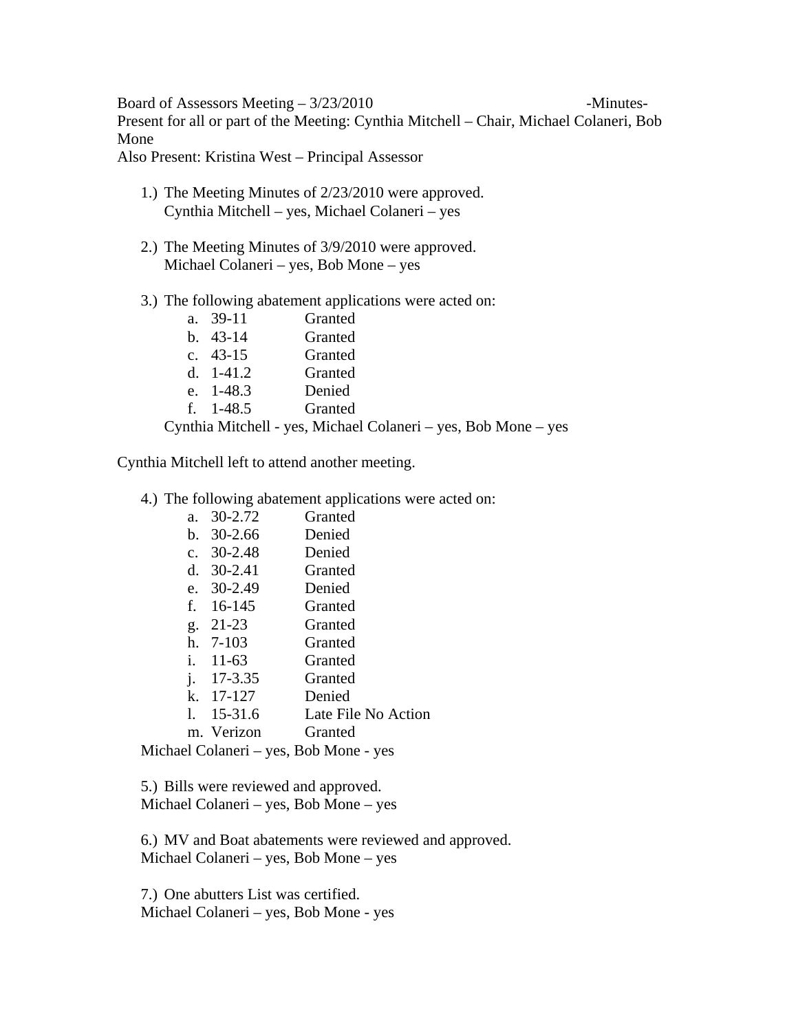Board of Assessors Meeting – 3/23/2010 -Minutes-

Present for all or part of the Meeting: Cynthia Mitchell – Chair, Michael Colaneri, Bob Mone

Also Present: Kristina West – Principal Assessor

1.) The Meeting Minutes of 2/23/2010 were approved.
    Cynthia Mitchell – yes, Michael Colaneri – yes

2.) The Meeting Minutes of 3/9/2010 were approved.
    Michael Colaneri – yes, Bob Mone – yes

3.) The following abatement applications were acted on:
    a. 39-11 Granted
    b. 43-14 Granted
    c. 43-15 Granted
    d. 1-41.2 Granted
    e. 1-48.3 Denied
    f. 1-48.5 Granted

    Cynthia Mitchell - yes, Michael Colaneri – yes, Bob Mone – yes

Cynthia Mitchell left to attend another meeting.

4.) The following abatement applications were acted on:
    a. 30-2.72 Granted
    b. 30-2.66 Denied
    c. 30-2.48 Denied
    d. 30-2.41 Granted
    e. 30-2.49 Denied
    f. 16-145 Granted
    g. 21-23 Granted
    h. 7-103 Granted
    i. 11-63 Granted
    j. 17-3.35 Granted
    k. 17-127 Denied
    l. 15-31.6 Late File No Action
    m. Verizon Granted

    Michael Colaneri – yes, Bob Mone - yes

5.) Bills were reviewed and approved.
    Michael Colaneri – yes, Bob Mone – yes

6.) MV and Boat abatements were reviewed and approved.
    Michael Colaneri – yes, Bob Mone – yes

7.) One abutters List was certified.
    Michael Colaneri – yes, Bob Mone - yes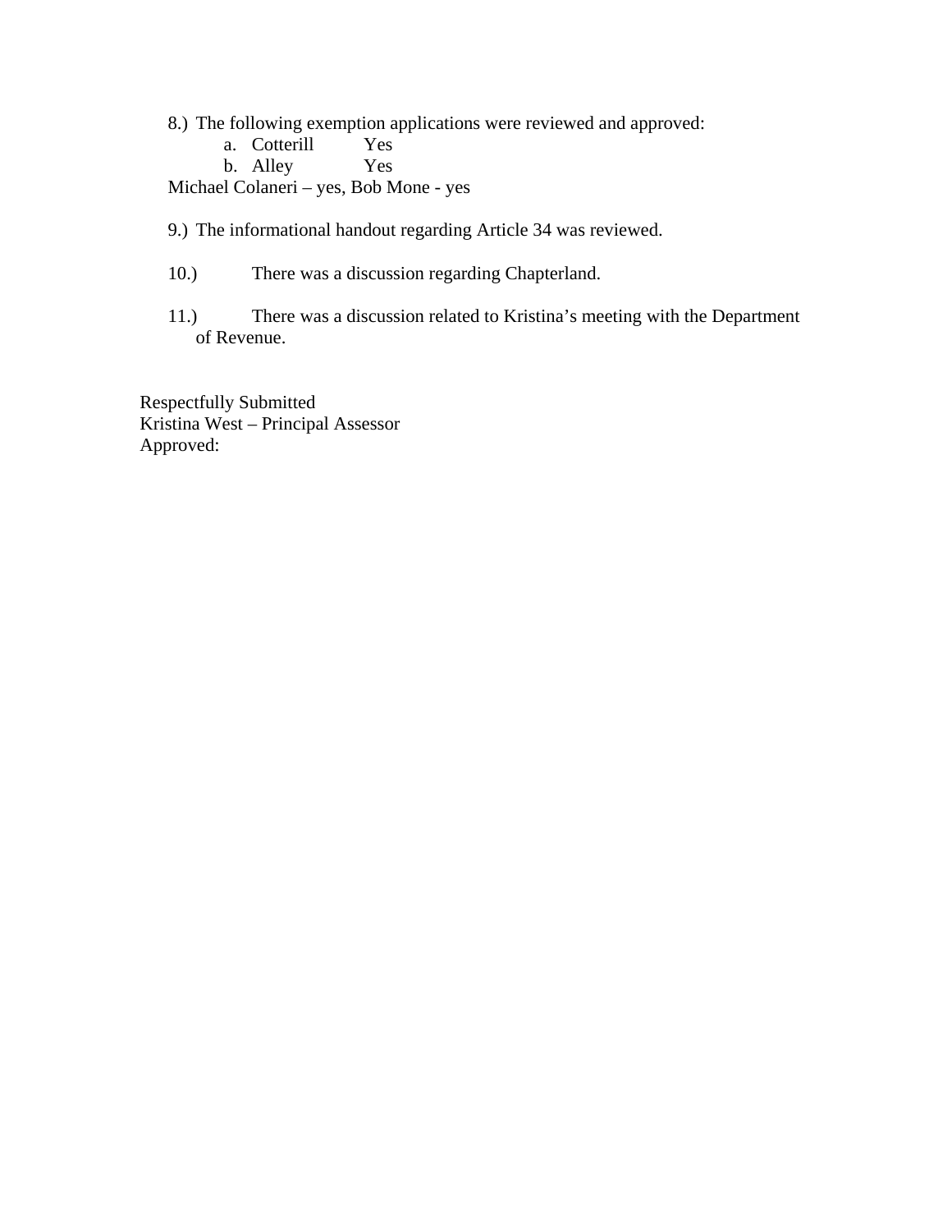8.) The following exemption applications were reviewed and approved:

   a. Cotterill    Yes
   b. Alley    Yes

Michael Colaneri – yes, Bob Mone - yes

9.) The informational handout regarding Article 34 was reviewed.

10.) There was a discussion regarding Chapterland.

11.) There was a discussion related to Kristina's meeting with the Department of Revenue.

Respectfully Submitted
Kristina West – Principal Assessor
Approved: